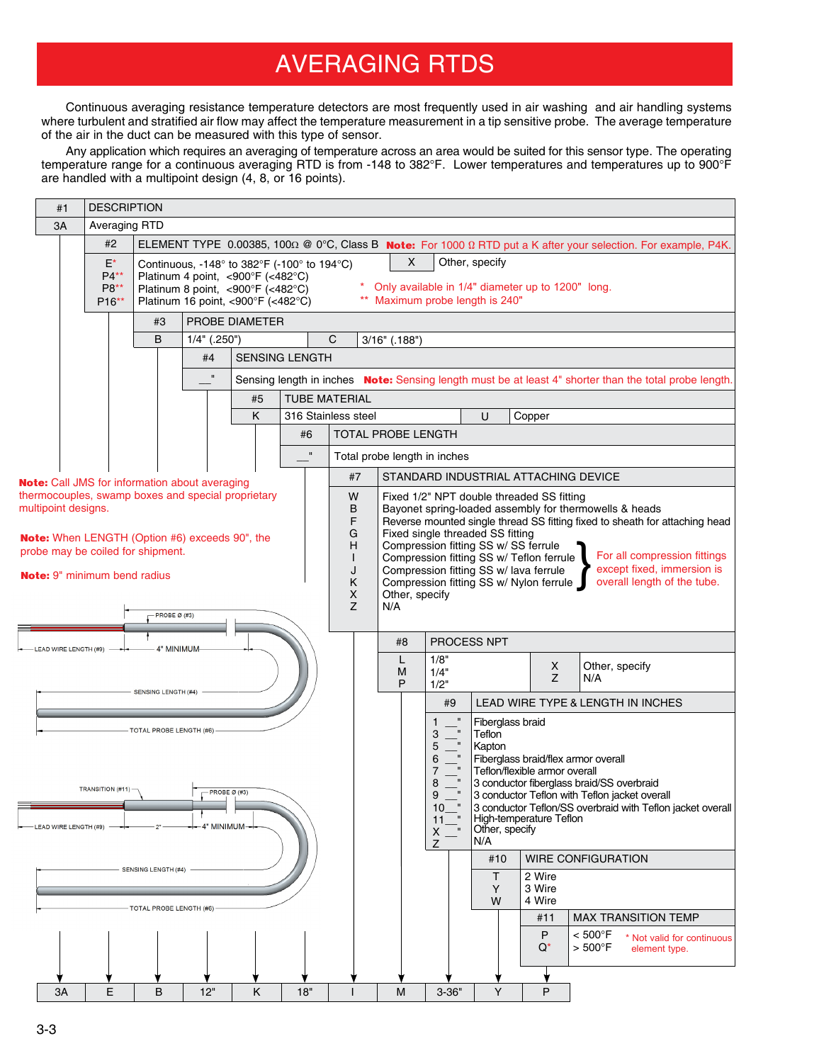# AVERAGING RTDS

Continuous averaging resistance temperature detectors are most frequently used in air washing and air handling systems where turbulent and stratified air flow may affect the temperature measurement in a tip sensitive probe. The average temperature of the air in the duct can be measured with this type of sensor.

Any application which requires an averaging of temperature across an area would be suited for this sensor type. The operating temperature range for a continuous averaging RTD is from -148 to 382°F. Lower temperatures and temperatures up to 900°F are handled with a multipoint design (4, 8, or 16 points).

| #1 | DESCRIPTION |
|---|---|
| 3A | Averaging RTD |

**#2 ELEMENT TYPE** 0.00385, 100Ω @ 0°C, Class B **Note:** For 1000 Ω RTD put a K after your selection. For example, P4K.

| Code | Description |
|---|---|
| E* | Continuous, -148° to 382°F (-100° to 194°C) |
| P4** | Platinum 4 point, <900°F (<482°C) |
| P8** | Platinum 8 point, <900°F (<482°C) |
| P16** | Platinum 16 point, <900°F (<482°C) |
| X | Other, specify |

\* Only available in 1/4" diameter up to 1200" long.
\*\* Maximum probe length is 240"

**#3 PROBE DIAMETER**

| Code | Description |
|---|---|
| B | 1/4" (.250") |
| C | 3/16" (.188") |

**#4 SENSING LENGTH**

| Code | Description |
|---|---|
| __" | Sensing length in inches |

**Note:** Sensing length must be at least 4" shorter than the total probe length.

**#5 TUBE MATERIAL**

| Code | Description |
|---|---|
| K | 316 Stainless steel |
| U | Copper |

**#6 TOTAL PROBE LENGTH**

| Code | Description |
|---|---|
| __" | Total probe length in inches |

**#7 STANDARD INDUSTRIAL ATTACHING DEVICE**

| Code | Description |
|---|---|
| W | Fixed 1/2" NPT double threaded SS fitting |
| B | Bayonet spring-loaded assembly for thermowells & heads |
| F | Reverse mounted single thread SS fitting fixed to sheath for attaching head |
| G | Fixed single threaded SS fitting |
| H | Compression fitting SS w/ SS ferrule |
| I | Compression fitting SS w/ Teflon ferrule |
| J | Compression fitting SS w/ lava ferrule |
| K | Compression fitting SS w/ Nylon ferrule |
| X | Other, specify |
| Z | N/A |

For all compression fittings except fixed, immersion is overall length of the tube.

**#8 PROCESS NPT**

| Code | Description |
|---|---|
| L | 1/8" |
| M | 1/4" |
| P | 1/2" |
| X | Other, specify |
| Z | N/A |

**#9 LEAD WIRE TYPE & LENGTH IN INCHES**

| Code | Description |
|---|---|
| 1 __" | Fiberglass braid |
| 3 __" | Teflon |
| 5 __" | Kapton |
| 6 __" | Fiberglass braid/flex armor overall |
| 7 __" | Teflon/flexible armor overall |
| 8 __" | 3 conductor fiberglass braid/SS overbraid |
| 9 __" | 3 conductor Teflon with Teflon jacket overall |
| 10 __" | 3 conductor Teflon/SS overbraid with Teflon jacket overall |
| 11 __" | High-temperature Teflon |
| X __" | Other, specify |
| Z | N/A |

**#10 WIRE CONFIGURATION**

| Code | Description |
|---|---|
| T | 2 Wire |
| Y | 3 Wire |
| W | 4 Wire |

**#11 MAX TRANSITION TEMP**

| Code | Description |
|---|---|
| P | < 500°F |
| Q* | > 500°F |

\* Not valid for continuous element type.

**Note:** Call JMS for information about averaging thermocouples, swamp boxes and special proprietary multipoint designs.

**Note:** When LENGTH (Option #6) exceeds 90", the probe may be coiled for shipment.

**Note:** 9" minimum bend radius

PROBE Ø (#3)
LEAD WIRE LENGTH (#9) — 4" MINIMUM
SENSING LENGTH (#4)
TOTAL PROBE LENGTH (#6)

TRANSITION (#11)
PROBE Ø (#3)
LEAD WIRE LENGTH (#9) — 2" — 4" MINIMUM
SENSING LENGTH (#4)
TOTAL PROBE LENGTH (#6)

**Example:**

| 3A | E | B | 12" | K | 18" | I | M | 3-36" | Y | P |
|---|---|---|---|---|---|---|---|---|---|---|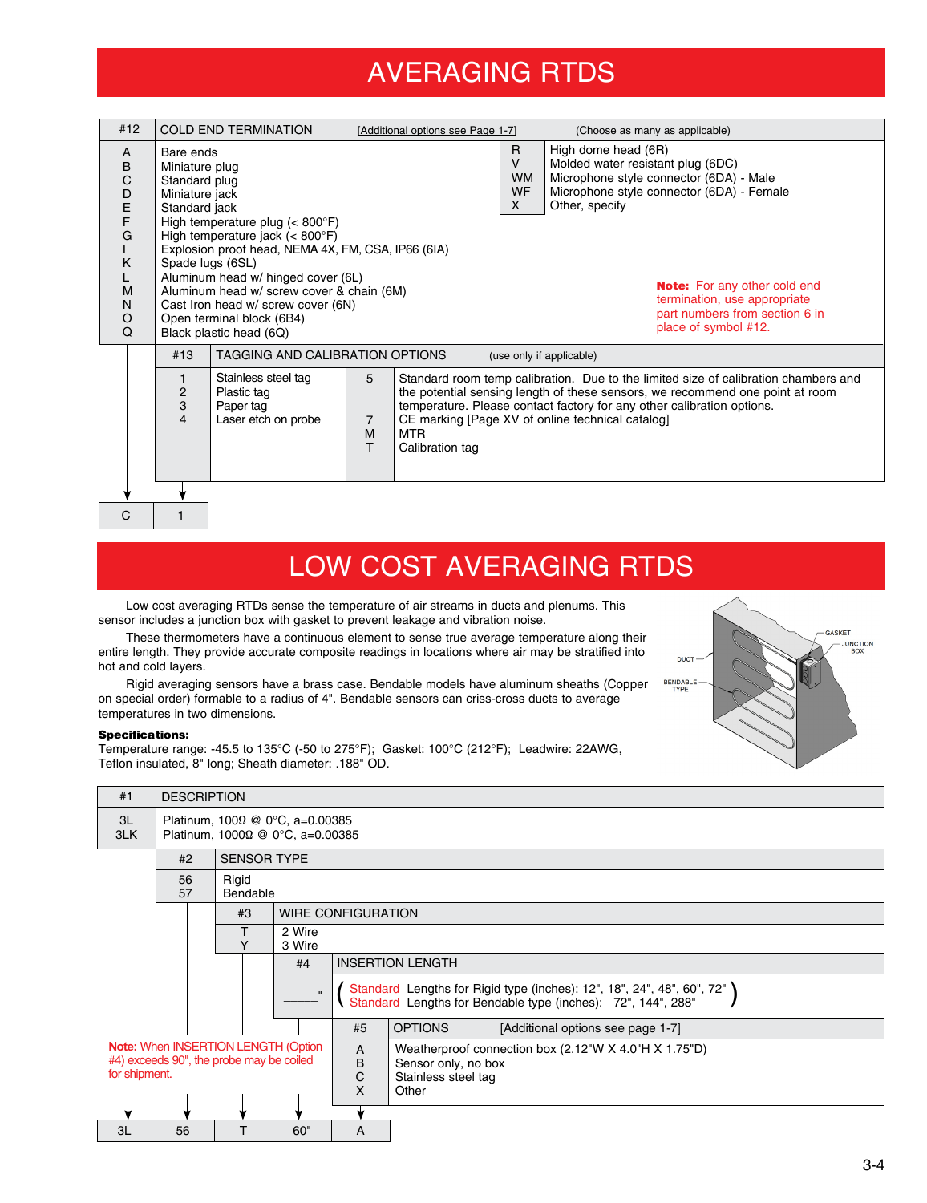# AVERAGING RTDS

| #12 | COLD END TERMINATION [Additional options see Page 1-7] (Choose as many as applicable) | | |
|---|---|---|---|
| A | Bare ends | R | High dome head (6R) |
| B | Miniature plug | V | Molded water resistant plug (6DC) |
| C | Standard plug | WM | Microphone style connector (6DA) - Male |
| D | Miniature jack | WF | Microphone style connector (6DA) - Female |
| E | Standard jack | X | Other, specify |
| F | High temperature plug (< 800°F) | | |
| G | High temperature jack (< 800°F) | | |
| I | Explosion proof head, NEMA 4X, FM, CSA, IP66 (6IA) | | |
| K | Spade lugs (6SL) | | |
| L | Aluminum head w/ hinged cover (6L) | | |
| M | Aluminum head w/ screw cover & chain (6M) | | |
| N | Cast Iron head w/ screw cover (6N) | | |
| O | Open terminal block (6B4) | | |
| Q | Black plastic head (6Q) | | |

**Note:** For any other cold end termination, use appropriate part numbers from section 6 in place of symbol #12.

| #13 | TAGGING AND CALIBRATION OPTIONS (use only if applicable) | | |
|---|---|---|---|
| 1 | Stainless steel tag | 5 | Standard room temp calibration. Due to the limited size of calibration chambers and the potential sensing length of these sensors, we recommend one point at room temperature. Please contact factory for any other calibration options. |
| 2 | Plastic tag | 7 | CE marking [Page XV of online technical catalog] |
| 3 | Paper tag | M | MTR |
| 4 | Laser etch on probe | T | Calibration tag |

Example: C | 1

# LOW COST AVERAGING RTDS

Low cost averaging RTDs sense the temperature of air streams in ducts and plenums. This sensor includes a junction box with gasket to prevent leakage and vibration noise.

These thermometers have a continuous element to sense true average temperature along their entire length. They provide accurate composite readings in locations where air may be stratified into hot and cold layers.

Rigid averaging sensors have a brass case. Bendable models have aluminum sheaths (Copper on special order) formable to a radius of 4". Bendable sensors can criss-cross ducts to average temperatures in two dimensions.

GASKET
JUNCTION BOX
DUCT
BENDABLE TYPE

**Specifications:**
Temperature range: -45.5 to 135°C (-50 to 275°F); Gasket: 100°C (212°F); Leadwire: 22AWG, Teflon insulated, 8" long; Sheath diameter: .188" OD.

| #1 | DESCRIPTION |
|---|---|
| 3L | Platinum, 100Ω @ 0°C, a=0.00385 |
| 3LK | Platinum, 1000Ω @ 0°C, a=0.00385 |

| #2 | SENSOR TYPE |
|---|---|
| 56 | Rigid |
| 57 | Bendable |

| #3 | WIRE CONFIGURATION |
|---|---|
| T | 2 Wire |
| Y | 3 Wire |

| #4 | INSERTION LENGTH |
|---|---|
| ____" | Standard Lengths for Rigid type (inches): 12", 18", 24", 48", 60", 72"<br>Standard Lengths for Bendable type (inches): 72", 144", 288" |

| #5 | OPTIONS [Additional options see page 1-7] |
|---|---|
| A | Weatherproof connection box (2.12"W X 4.0"H X 1.75"D) |
| B | Sensor only, no box |
| C | Stainless steel tag |
| X | Other |

**Note:** When INSERTION LENGTH (Option #4) exceeds 90", the probe may be coiled for shipment.

Example: 3L | 56 | T | 60" | A